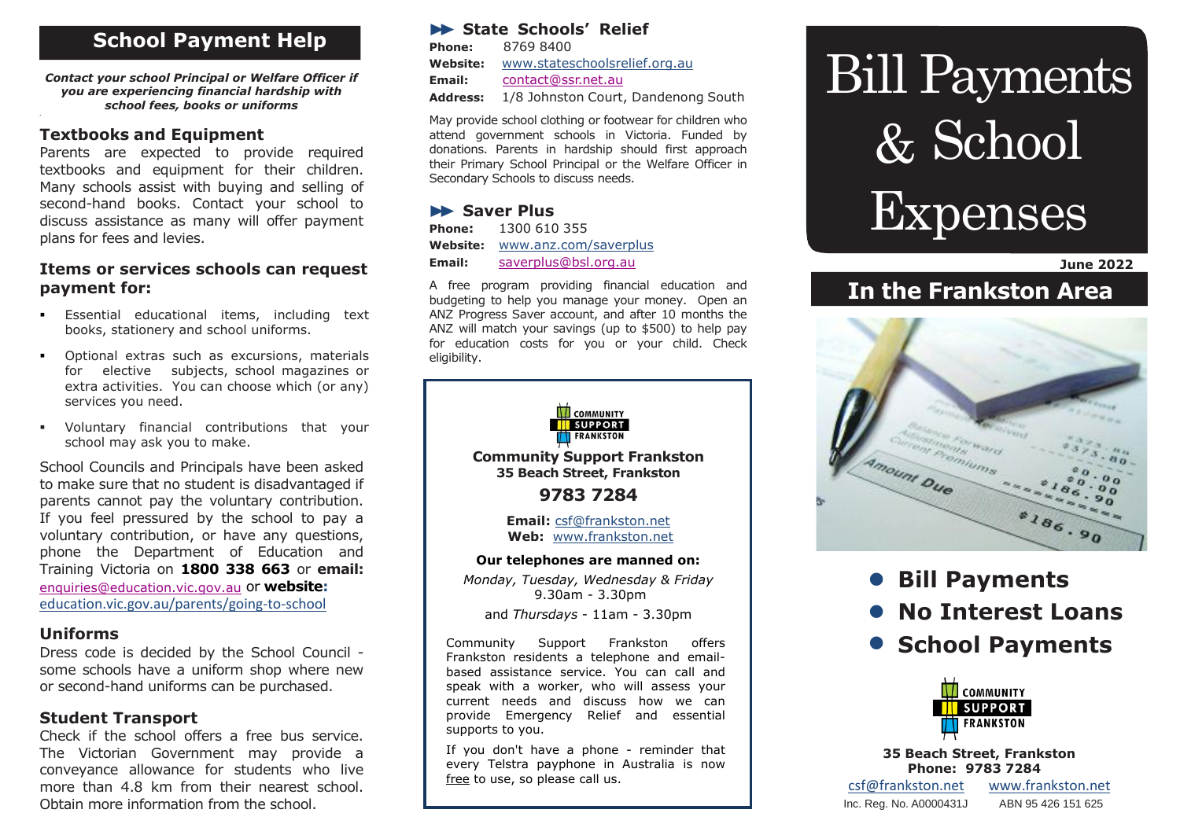## School Payment Help

***Contact your school Principal or Welfare Officer if you are experiencing financial hardship with school fees, books or uniforms***

### Textbooks and Equipment

Parents are expected to provide required textbooks and equipment for their children. Many schools assist with buying and selling of second-hand books. Contact your school to discuss assistance as many will offer payment plans for fees and levies.

### Items or services schools can request payment for:

- Essential educational items, including text books, stationery and school uniforms.
- Optional extras such as excursions, materials for elective subjects, school magazines or extra activities. You can choose which (or any) services you need.
- Voluntary financial contributions that your school may ask you to make.

School Councils and Principals have been asked to make sure that no student is disadvantaged if parents cannot pay the voluntary contribution. If you feel pressured by the school to pay a voluntary contribution, or have any questions, phone the Department of Education and Training Victoria on **1800 338 663** or **email:** enquiries@education.vic.gov.au or **website:** education.vic.gov.au/parents/going-to-school

### Uniforms

Dress code is decided by the School Council - some schools have a uniform shop where new or second-hand uniforms can be purchased.

### Student Transport

Check if the school offers a free bus service. The Victorian Government may provide a conveyance allowance for students who live more than 4.8 km from their nearest school. Obtain more information from the school.

### State Schools' Relief

**Phone:** 8769 8400
**Website:** www.stateschoolsrelief.org.au
**Email:** contact@ssr.net.au
**Address:** 1/8 Johnston Court, Dandenong South

May provide school clothing or footwear for children who attend government schools in Victoria. Funded by donations. Parents in hardship should first approach their Primary School Principal or the Welfare Officer in Secondary Schools to discuss needs.

### Saver Plus

**Phone:** 1300 610 355
**Website:** www.anz.com/saverplus
**Email:** saverplus@bsl.org.au

A free program providing financial education and budgeting to help you manage your money. Open an ANZ Progress Saver account, and after 10 months the ANZ will match your savings (up to $500) to help pay for education costs for you or your child. Check eligibility.

**Community Support Frankston**
**35 Beach Street, Frankston**

**9783 7284**

**Email:** csf@frankston.net
**Web:** www.frankston.net

**Our telephones are manned on:**

*Monday, Tuesday, Wednesday & Friday* 9.30am - 3.30pm

and *Thursdays* - 11am - 3.30pm

Community Support Frankston offers Frankston residents a telephone and email-based assistance service. You can call and speak with a worker, who will assess your current needs and discuss how we can provide Emergency Relief and essential supports to you.

If you don't have a phone - reminder that every Telstra payphone in Australia is now free to use, so please call us.

# Bill Payments & School Expenses

**June 2022**

## In the Frankston Area

- **Bill Payments**
- **No Interest Loans**
- **School Payments**

**35 Beach Street, Frankston**
**Phone: 9783 7284**

csf@frankston.net www.frankston.net

Inc. Reg. No. A0000431J ABN 95 426 151 625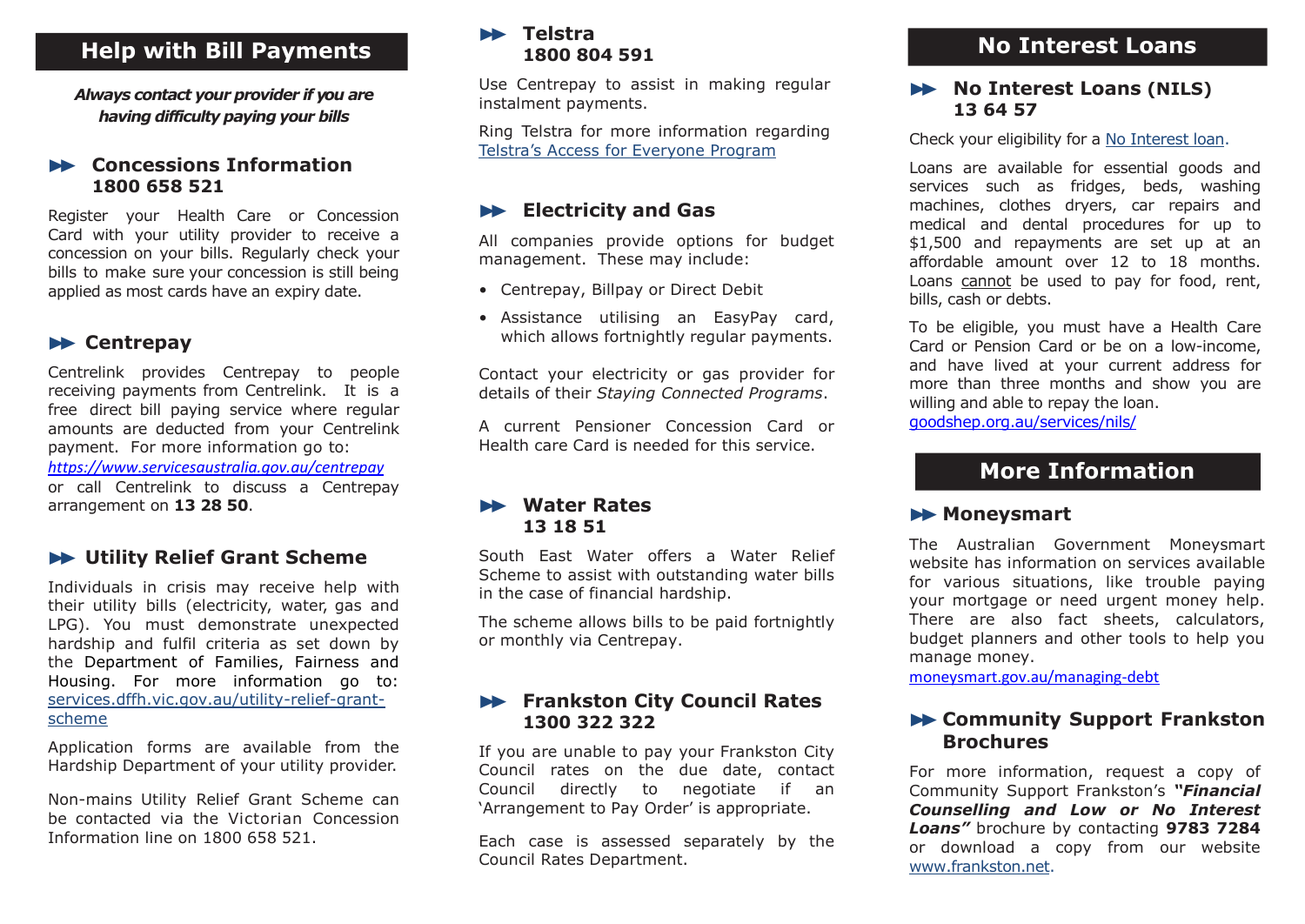## Help with Bill Payments

***Always contact your provider if you are having difficulty paying your bills***

### ▶▶ Concessions Information
**1800 658 521**

Register your Health Care or Concession Card with your utility provider to receive a concession on your bills. Regularly check your bills to make sure your concession is still being applied as most cards have an expiry date.

### ▶▶ Centrepay

Centrelink provides Centrepay to people receiving payments from Centrelink. It is a free direct bill paying service where regular amounts are deducted from your Centrelink payment. For more information go to: *https://www.servicesaustralia.gov.au/centrepay* or call Centrelink to discuss a Centrepay arrangement on **13 28 50**.

### ▶▶ Utility Relief Grant Scheme

Individuals in crisis may receive help with their utility bills (electricity, water, gas and LPG). You must demonstrate unexpected hardship and fulfil criteria as set down by the Department of Families, Fairness and Housing. For more information go to: services.dffh.vic.gov.au/utility-relief-grant-scheme

Application forms are available from the Hardship Department of your utility provider.

Non-mains Utility Relief Grant Scheme can be contacted via the Victorian Concession Information line on 1800 658 521.

### ▶▶ Telstra
**1800 804 591**

Use Centrepay to assist in making regular instalment payments.

Ring Telstra for more information regarding Telstra's Access for Everyone Program

### ▶▶ Electricity and Gas

All companies provide options for budget management. These may include:

- Centrepay, Billpay or Direct Debit
- Assistance utilising an EasyPay card, which allows fortnightly regular payments.

Contact your electricity or gas provider for details of their *Staying Connected Programs*.

A current Pensioner Concession Card or Health care Card is needed for this service.

### ▶▶ Water Rates
**13 18 51**

South East Water offers a Water Relief Scheme to assist with outstanding water bills in the case of financial hardship.

The scheme allows bills to be paid fortnightly or monthly via Centrepay.

### ▶▶ Frankston City Council Rates
**1300 322 322**

If you are unable to pay your Frankston City Council rates on the due date, contact Council directly to negotiate if an 'Arrangement to Pay Order' is appropriate.

Each case is assessed separately by the Council Rates Department.

## No Interest Loans

### ▶▶ No Interest Loans (NILS)
**13 64 57**

Check your eligibility for a No Interest loan.

Loans are available for essential goods and services such as fridges, beds, washing machines, clothes dryers, car repairs and medical and dental procedures for up to $1,500 and repayments are set up at an affordable amount over 12 to 18 months. Loans cannot be used to pay for food, rent, bills, cash or debts.

To be eligible, you must have a Health Care Card or Pension Card or be on a low-income, and have lived at your current address for more than three months and show you are willing and able to repay the loan.
goodshep.org.au/services/nils/

## More Information

### ▶▶ Moneysmart

The Australian Government Moneysmart website has information on services available for various situations, like trouble paying your mortgage or need urgent money help. There are also fact sheets, calculators, budget planners and other tools to help you manage money.
moneysmart.gov.au/managing-debt

### ▶▶ Community Support Frankston Brochures

For more information, request a copy of Community Support Frankston's ***"Financial Counselling and Low or No Interest Loans"*** brochure by contacting **9783 7284** or download a copy from our website www.frankston.net.